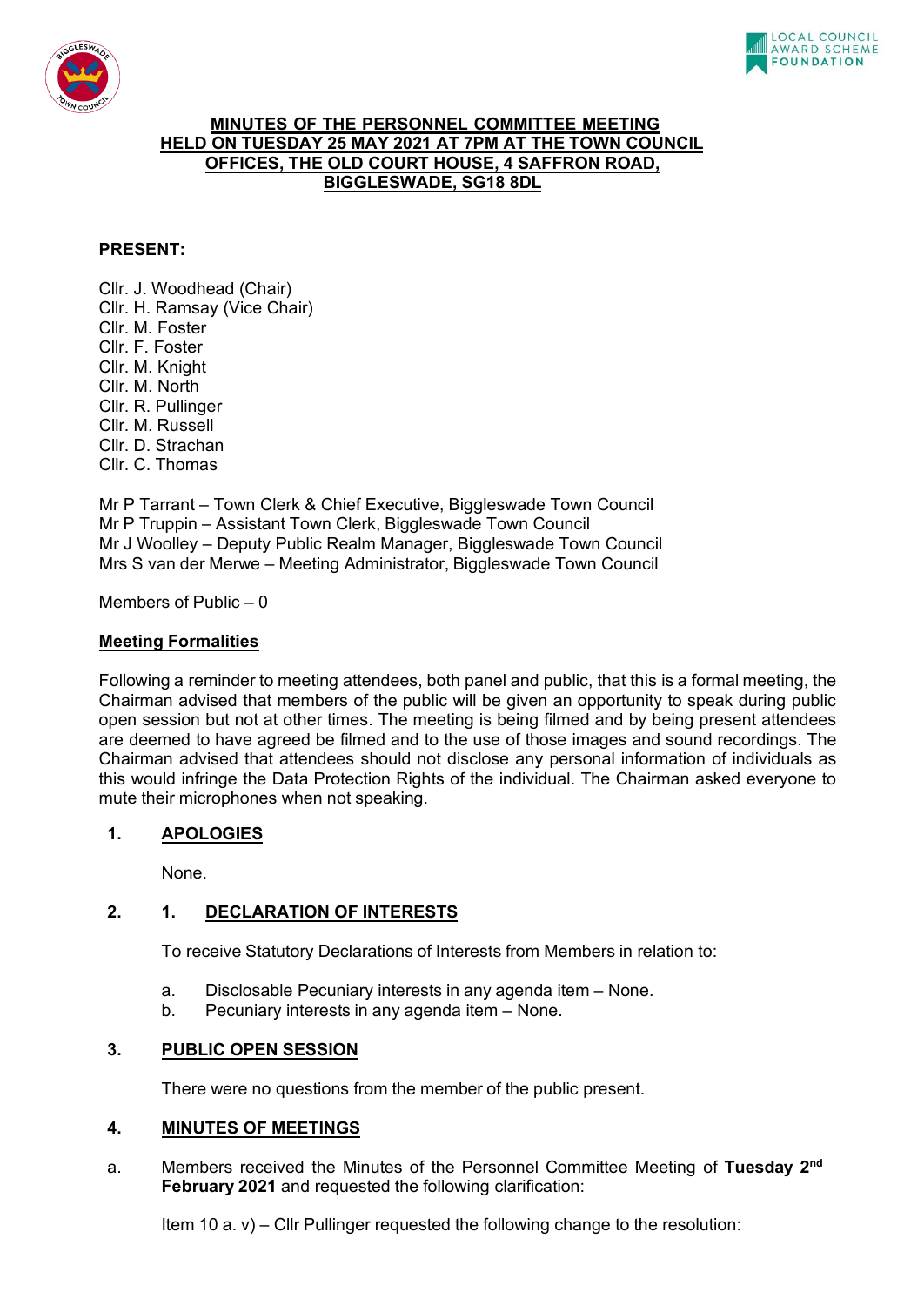# MINUTES OF THE PERSONNEL COMMITTEE MEETING HELD ON TUESDAY 25 MAY 2021 AT 7PM AT THE TOWN COUNCIL OFFICES, THE OLD COURT HOUSE, 4 SAFFRON ROAD, BIGGLESWADE, SG18 8DL

**PRESENT:**

Cllr. J. Woodhead (Chair)
Cllr. H. Ramsay (Vice Chair)
Cllr. M. Foster
Cllr. F. Foster
Cllr. M. Knight
Cllr. M. North
Cllr. R. Pullinger
Cllr. M. Russell
Cllr. D. Strachan
Cllr. C. Thomas

Mr P Tarrant – Town Clerk & Chief Executive, Biggleswade Town Council
Mr P Truppin – Assistant Town Clerk, Biggleswade Town Council
Mr J Woolley – Deputy Public Realm Manager, Biggleswade Town Council
Mrs S van der Merwe – Meeting Administrator, Biggleswade Town Council

Members of Public – 0

## Meeting Formalities

Following a reminder to meeting attendees, both panel and public, that this is a formal meeting, the Chairman advised that members of the public will be given an opportunity to speak during public open session but not at other times. The meeting is being filmed and by being present attendees are deemed to have agreed be filmed and to the use of those images and sound recordings. The Chairman advised that attendees should not disclose any personal information of individuals as this would infringe the Data Protection Rights of the individual. The Chairman asked everyone to mute their microphones when not speaking.

## 1. APOLOGIES

None.

## 2. 1. DECLARATION OF INTERESTS

To receive Statutory Declarations of Interests from Members in relation to:

a. Disclosable Pecuniary interests in any agenda item – None.
b. Pecuniary interests in any agenda item – None.

## 3. PUBLIC OPEN SESSION

There were no questions from the member of the public present.

## 4. MINUTES OF MEETINGS

a. Members received the Minutes of the Personnel Committee Meeting of **Tuesday 2nd February 2021** and requested the following clarification:

Item 10 a. v) – Cllr Pullinger requested the following change to the resolution: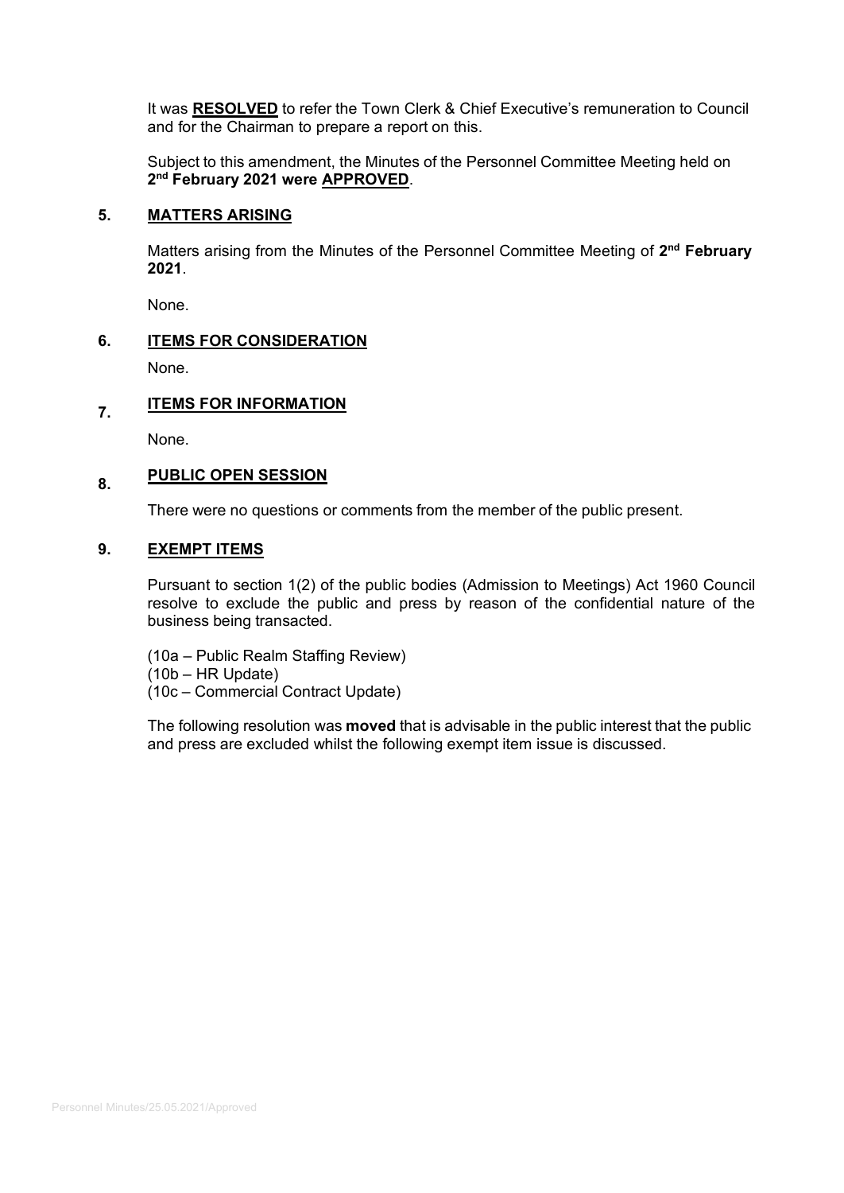It was **RESOLVED** to refer the Town Clerk & Chief Executive's remuneration to Council and for the Chairman to prepare a report on this.

Subject to this amendment, the Minutes of the Personnel Committee Meeting held on **2nd February 2021 were APPROVED**.

## 5. MATTERS ARISING

Matters arising from the Minutes of the Personnel Committee Meeting of **2nd February 2021**.

None.

## 6. ITEMS FOR CONSIDERATION

None.

## 7. ITEMS FOR INFORMATION

None.

## 8. PUBLIC OPEN SESSION

There were no questions or comments from the member of the public present.

## 9. EXEMPT ITEMS

Pursuant to section 1(2) of the public bodies (Admission to Meetings) Act 1960 Council resolve to exclude the public and press by reason of the confidential nature of the business being transacted.

(10a – Public Realm Staffing Review)
(10b – HR Update)
(10c – Commercial Contract Update)

The following resolution was **moved** that is advisable in the public interest that the public and press are excluded whilst the following exempt item issue is discussed.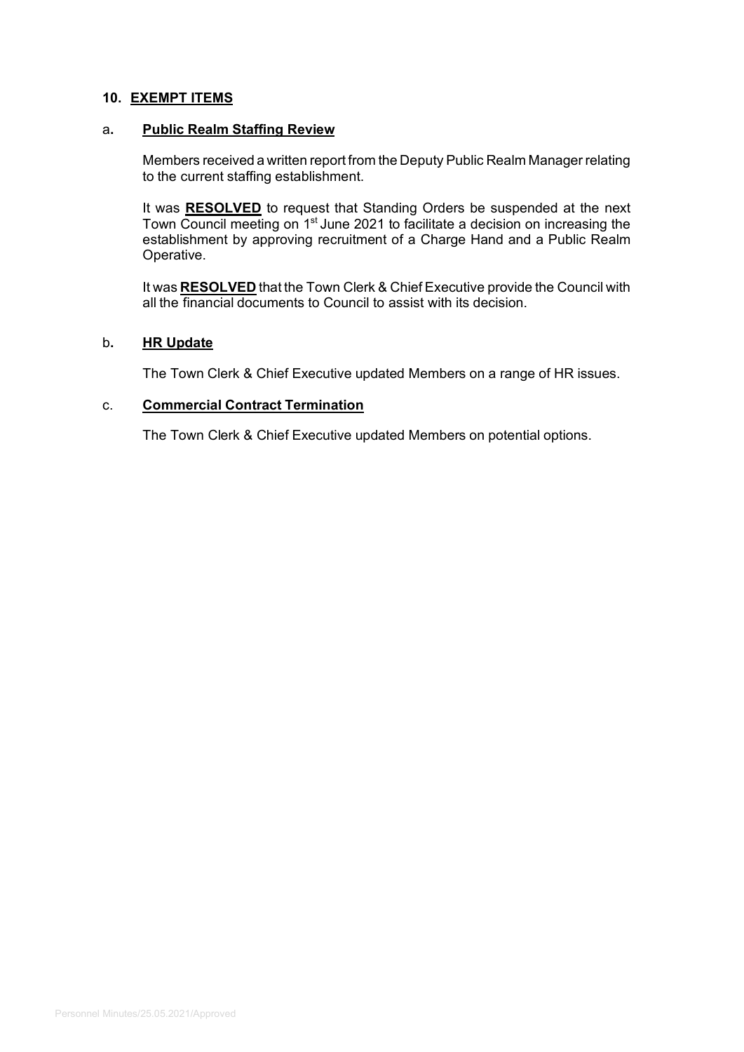## 10. EXEMPT ITEMS

### a. Public Realm Staffing Review

Members received a written report from the Deputy Public Realm Manager relating to the current staffing establishment.

It was **RESOLVED** to request that Standing Orders be suspended at the next Town Council meeting on 1st June 2021 to facilitate a decision on increasing the establishment by approving recruitment of a Charge Hand and a Public Realm Operative.

It was **RESOLVED** that the Town Clerk & Chief Executive provide the Council with all the financial documents to Council to assist with its decision.

### b. HR Update

The Town Clerk & Chief Executive updated Members on a range of HR issues.

### c. Commercial Contract Termination

The Town Clerk & Chief Executive updated Members on potential options.